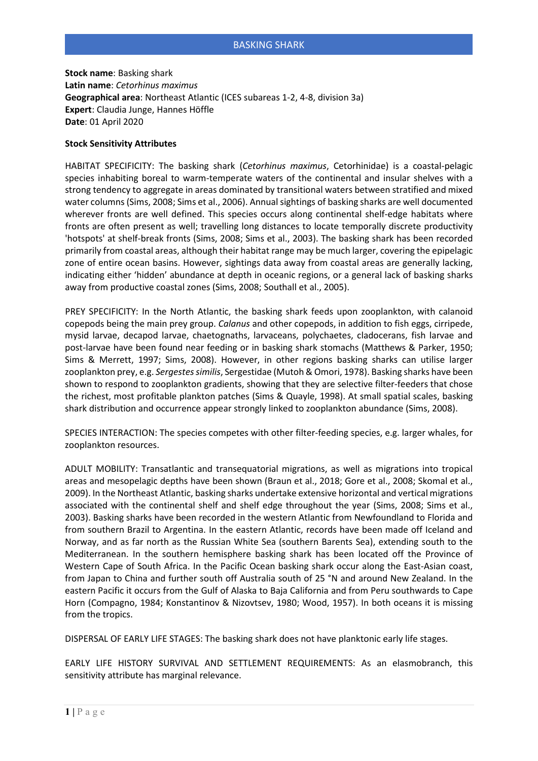# BASKING SHARK

**Stock name**: Basking shark
**Latin name**: *Cetorhinus maximus*
**Geographical area**: Northeast Atlantic (ICES subareas 1-2, 4-8, division 3a)
**Expert**: Claudia Junge, Hannes Höffle
**Date**: 01 April 2020

**Stock Sensitivity Attributes**

HABITAT SPECIFICITY: The basking shark (*Cetorhinus maximus*, Cetorhinidae) is a coastal-pelagic species inhabiting boreal to warm-temperate waters of the continental and insular shelves with a strong tendency to aggregate in areas dominated by transitional waters between stratified and mixed water columns (Sims, 2008; Sims et al., 2006). Annual sightings of basking sharks are well documented wherever fronts are well defined. This species occurs along continental shelf-edge habitats where fronts are often present as well; travelling long distances to locate temporally discrete productivity 'hotspots' at shelf-break fronts (Sims, 2008; Sims et al., 2003). The basking shark has been recorded primarily from coastal areas, although their habitat range may be much larger, covering the epipelagic zone of entire ocean basins. However, sightings data away from coastal areas are generally lacking, indicating either 'hidden' abundance at depth in oceanic regions, or a general lack of basking sharks away from productive coastal zones (Sims, 2008; Southall et al., 2005).

PREY SPECIFICITY: In the North Atlantic, the basking shark feeds upon zooplankton, with calanoid copepods being the main prey group. *Calanus* and other copepods, in addition to fish eggs, cirripede, mysid larvae, decapod larvae, chaetognaths, larvaceans, polychaetes, cladocerans, fish larvae and post-larvae have been found near feeding or in basking shark stomachs (Matthews & Parker, 1950; Sims & Merrett, 1997; Sims, 2008). However, in other regions basking sharks can utilise larger zooplankton prey, e.g. *Sergestes similis*, Sergestidae (Mutoh & Omori, 1978). Basking sharks have been shown to respond to zooplankton gradients, showing that they are selective filter-feeders that chose the richest, most profitable plankton patches (Sims & Quayle, 1998). At small spatial scales, basking shark distribution and occurrence appear strongly linked to zooplankton abundance (Sims, 2008).

SPECIES INTERACTION: The species competes with other filter-feeding species, e.g. larger whales, for zooplankton resources.

ADULT MOBILITY: Transatlantic and transequatorial migrations, as well as migrations into tropical areas and mesopelagic depths have been shown (Braun et al., 2018; Gore et al., 2008; Skomal et al., 2009). In the Northeast Atlantic, basking sharks undertake extensive horizontal and vertical migrations associated with the continental shelf and shelf edge throughout the year (Sims, 2008; Sims et al., 2003). Basking sharks have been recorded in the western Atlantic from Newfoundland to Florida and from southern Brazil to Argentina. In the eastern Atlantic, records have been made off Iceland and Norway, and as far north as the Russian White Sea (southern Barents Sea), extending south to the Mediterranean. In the southern hemisphere basking shark has been located off the Province of Western Cape of South Africa. In the Pacific Ocean basking shark occur along the East-Asian coast, from Japan to China and further south off Australia south of 25 °N and around New Zealand. In the eastern Pacific it occurs from the Gulf of Alaska to Baja California and from Peru southwards to Cape Horn (Compagno, 1984; Konstantinov & Nizovtsev, 1980; Wood, 1957). In both oceans it is missing from the tropics.

DISPERSAL OF EARLY LIFE STAGES: The basking shark does not have planktonic early life stages.

EARLY LIFE HISTORY SURVIVAL AND SETTLEMENT REQUIREMENTS: As an elasmobranch, this sensitivity attribute has marginal relevance.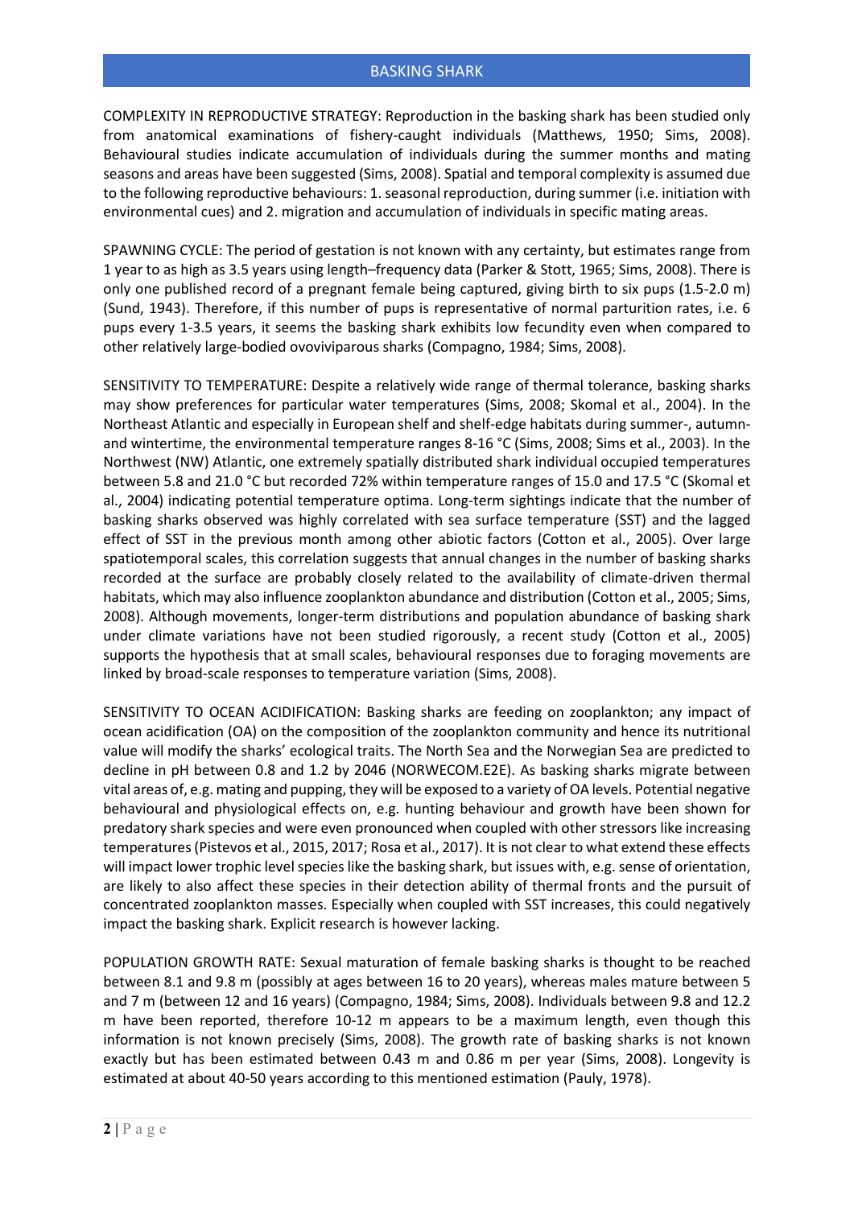## BASKING SHARK

COMPLEXITY IN REPRODUCTIVE STRATEGY: Reproduction in the basking shark has been studied only from anatomical examinations of fishery-caught individuals (Matthews, 1950; Sims, 2008). Behavioural studies indicate accumulation of individuals during the summer months and mating seasons and areas have been suggested (Sims, 2008). Spatial and temporal complexity is assumed due to the following reproductive behaviours: 1. seasonal reproduction, during summer (i.e. initiation with environmental cues) and 2. migration and accumulation of individuals in specific mating areas.

SPAWNING CYCLE: The period of gestation is not known with any certainty, but estimates range from 1 year to as high as 3.5 years using length–frequency data (Parker & Stott, 1965; Sims, 2008). There is only one published record of a pregnant female being captured, giving birth to six pups (1.5-2.0 m) (Sund, 1943). Therefore, if this number of pups is representative of normal parturition rates, i.e. 6 pups every 1-3.5 years, it seems the basking shark exhibits low fecundity even when compared to other relatively large-bodied ovoviviparous sharks (Compagno, 1984; Sims, 2008).

SENSITIVITY TO TEMPERATURE: Despite a relatively wide range of thermal tolerance, basking sharks may show preferences for particular water temperatures (Sims, 2008; Skomal et al., 2004). In the Northeast Atlantic and especially in European shelf and shelf-edge habitats during summer-, autumn- and wintertime, the environmental temperature ranges 8-16 °C (Sims, 2008; Sims et al., 2003). In the Northwest (NW) Atlantic, one extremely spatially distributed shark individual occupied temperatures between 5.8 and 21.0 °C but recorded 72% within temperature ranges of 15.0 and 17.5 °C (Skomal et al., 2004) indicating potential temperature optima. Long-term sightings indicate that the number of basking sharks observed was highly correlated with sea surface temperature (SST) and the lagged effect of SST in the previous month among other abiotic factors (Cotton et al., 2005). Over large spatiotemporal scales, this correlation suggests that annual changes in the number of basking sharks recorded at the surface are probably closely related to the availability of climate-driven thermal habitats, which may also influence zooplankton abundance and distribution (Cotton et al., 2005; Sims, 2008). Although movements, longer-term distributions and population abundance of basking shark under climate variations have not been studied rigorously, a recent study (Cotton et al., 2005) supports the hypothesis that at small scales, behavioural responses due to foraging movements are linked by broad-scale responses to temperature variation (Sims, 2008).

SENSITIVITY TO OCEAN ACIDIFICATION: Basking sharks are feeding on zooplankton; any impact of ocean acidification (OA) on the composition of the zooplankton community and hence its nutritional value will modify the sharks' ecological traits. The North Sea and the Norwegian Sea are predicted to decline in pH between 0.8 and 1.2 by 2046 (NORWECOM.E2E). As basking sharks migrate between vital areas of, e.g. mating and pupping, they will be exposed to a variety of OA levels. Potential negative behavioural and physiological effects on, e.g. hunting behaviour and growth have been shown for predatory shark species and were even pronounced when coupled with other stressors like increasing temperatures (Pistevos et al., 2015, 2017; Rosa et al., 2017). It is not clear to what extend these effects will impact lower trophic level species like the basking shark, but issues with, e.g. sense of orientation, are likely to also affect these species in their detection ability of thermal fronts and the pursuit of concentrated zooplankton masses. Especially when coupled with SST increases, this could negatively impact the basking shark. Explicit research is however lacking.

POPULATION GROWTH RATE: Sexual maturation of female basking sharks is thought to be reached between 8.1 and 9.8 m (possibly at ages between 16 to 20 years), whereas males mature between 5 and 7 m (between 12 and 16 years) (Compagno, 1984; Sims, 2008). Individuals between 9.8 and 12.2 m have been reported, therefore 10-12 m appears to be a maximum length, even though this information is not known precisely (Sims, 2008). The growth rate of basking sharks is not known exactly but has been estimated between 0.43 m and 0.86 m per year (Sims, 2008). Longevity is estimated at about 40-50 years according to this mentioned estimation (Pauly, 1978).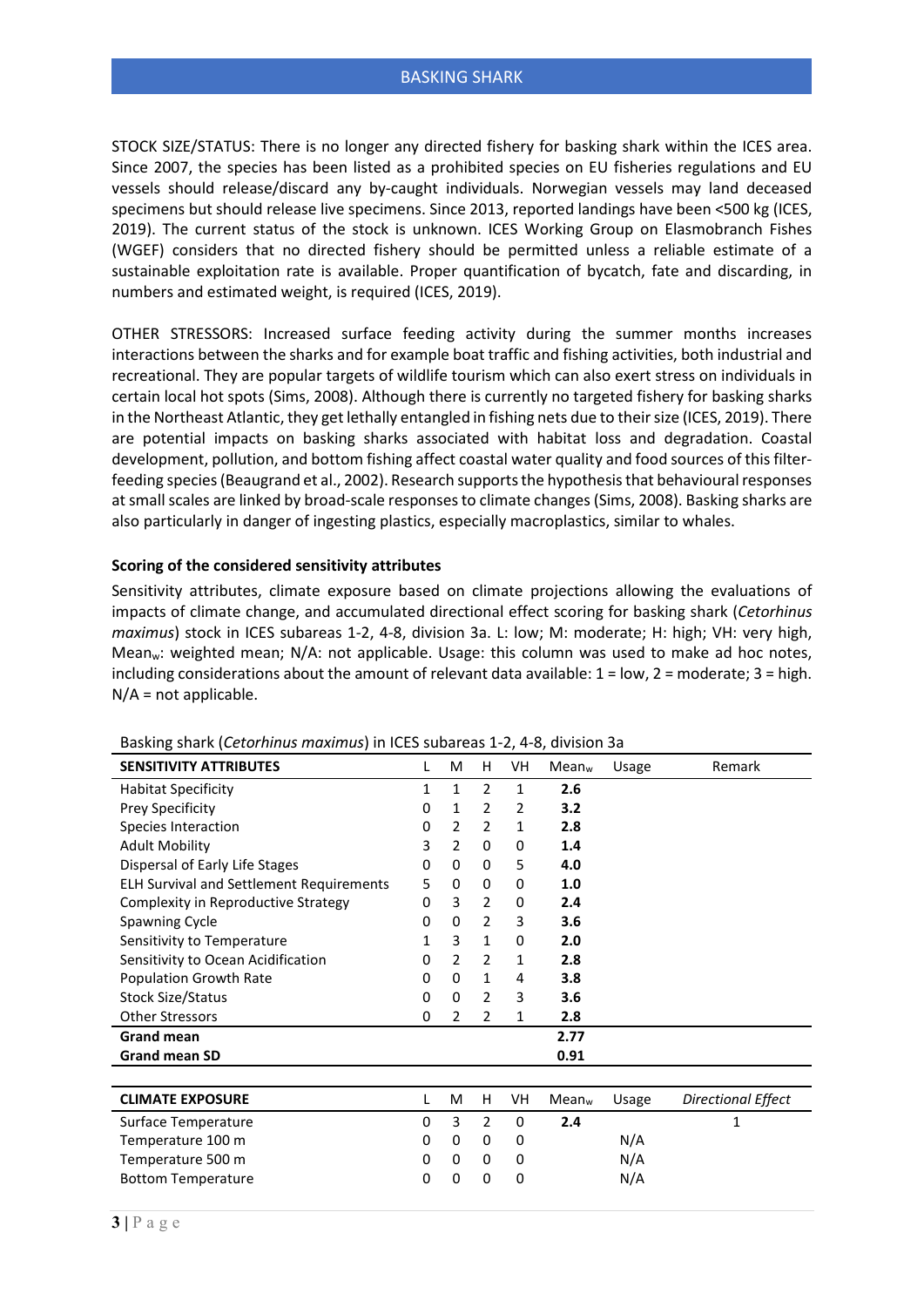STOCK SIZE/STATUS: There is no longer any directed fishery for basking shark within the ICES area. Since 2007, the species has been listed as a prohibited species on EU fisheries regulations and EU vessels should release/discard any by-caught individuals. Norwegian vessels may land deceased specimens but should release live specimens. Since 2013, reported landings have been <500 kg (ICES, 2019). The current status of the stock is unknown. ICES Working Group on Elasmobranch Fishes (WGEF) considers that no directed fishery should be permitted unless a reliable estimate of a sustainable exploitation rate is available. Proper quantification of bycatch, fate and discarding, in numbers and estimated weight, is required (ICES, 2019).

OTHER STRESSORS: Increased surface feeding activity during the summer months increases interactions between the sharks and for example boat traffic and fishing activities, both industrial and recreational. They are popular targets of wildlife tourism which can also exert stress on individuals in certain local hot spots (Sims, 2008). Although there is currently no targeted fishery for basking sharks in the Northeast Atlantic, they get lethally entangled in fishing nets due to their size (ICES, 2019). There are potential impacts on basking sharks associated with habitat loss and degradation. Coastal development, pollution, and bottom fishing affect coastal water quality and food sources of this filter-feeding species (Beaugrand et al., 2002). Research supports the hypothesis that behavioural responses at small scales are linked by broad-scale responses to climate changes (Sims, 2008). Basking sharks are also particularly in danger of ingesting plastics, especially macroplastics, similar to whales.

**Scoring of the considered sensitivity attributes**

Sensitivity attributes, climate exposure based on climate projections allowing the evaluations of impacts of climate change, and accumulated directional effect scoring for basking shark (*Cetorhinus maximus*) stock in ICES subareas 1-2, 4-8, division 3a. L: low; M: moderate; H: high; VH: very high, Mean$_w$: weighted mean; N/A: not applicable. Usage: this column was used to make ad hoc notes, including considerations about the amount of relevant data available: 1 = low, 2 = moderate; 3 = high. N/A = not applicable.

Basking shark (*Cetorhinus maximus*) in ICES subareas 1-2, 4-8, division 3a

| SENSITIVITY ATTRIBUTES | L | M | H | VH | Mean$_w$ | Usage | Remark |
|---|---|---|---|---|---|---|---|
| Habitat Specificity | 1 | 1 | 2 | 1 | **2.6** | | |
| Prey Specificity | 0 | 1 | 2 | 2 | **3.2** | | |
| Species Interaction | 0 | 2 | 2 | 1 | **2.8** | | |
| Adult Mobility | 3 | 2 | 0 | 0 | **1.4** | | |
| Dispersal of Early Life Stages | 0 | 0 | 0 | 5 | **4.0** | | |
| ELH Survival and Settlement Requirements | 5 | 0 | 0 | 0 | **1.0** | | |
| Complexity in Reproductive Strategy | 0 | 3 | 2 | 0 | **2.4** | | |
| Spawning Cycle | 0 | 0 | 2 | 3 | **3.6** | | |
| Sensitivity to Temperature | 1 | 3 | 1 | 0 | **2.0** | | |
| Sensitivity to Ocean Acidification | 0 | 2 | 2 | 1 | **2.8** | | |
| Population Growth Rate | 0 | 0 | 1 | 4 | **3.8** | | |
| Stock Size/Status | 0 | 0 | 2 | 3 | **3.6** | | |
| Other Stressors | 0 | 2 | 2 | 1 | **2.8** | | |
| **Grand mean** | | | | | **2.77** | | |
| **Grand mean SD** | | | | | **0.91** | | |

| CLIMATE EXPOSURE | L | M | H | VH | Mean$_w$ | Usage | *Directional Effect* |
|---|---|---|---|---|---|---|---|
| Surface Temperature | 0 | 3 | 2 | 0 | **2.4** | | 1 |
| Temperature 100 m | 0 | 0 | 0 | 0 | | N/A | |
| Temperature 500 m | 0 | 0 | 0 | 0 | | N/A | |
| Bottom Temperature | 0 | 0 | 0 | 0 | | N/A | |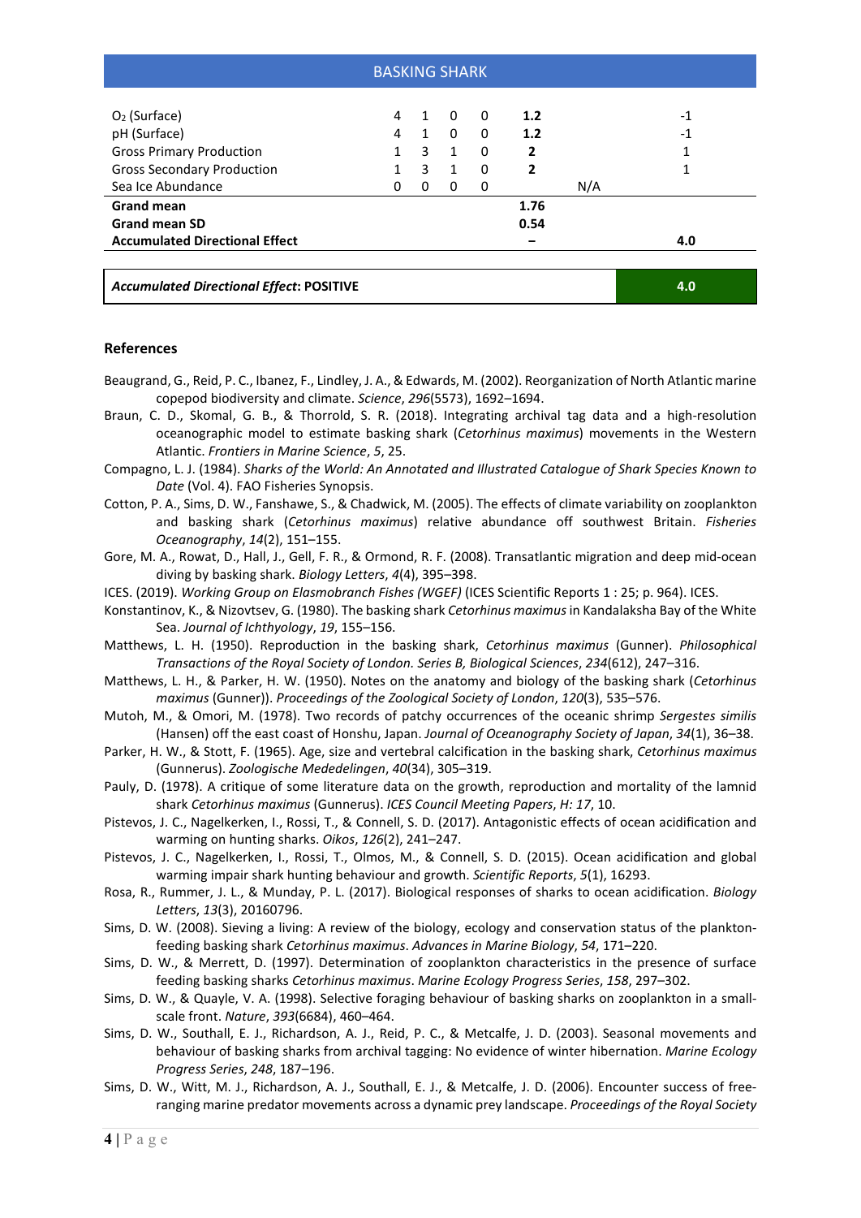| BASKING SHARK | | | | | | | |
|---|---|---|---|---|---|---|---|
| $O_2$ (Surface) | 4 | 1 | 0 | 0 | **1.2** | | -1 |
| pH (Surface) | 4 | 1 | 0 | 0 | **1.2** | | -1 |
| Gross Primary Production | 1 | 3 | 1 | 0 | **2** | | 1 |
| Gross Secondary Production | 1 | 3 | 1 | 0 | **2** | | 1 |
| Sea Ice Abundance | 0 | 0 | 0 | 0 | | N/A | |
| **Grand mean** | | | | | **1.76** | | |
| **Grand mean SD** | | | | | **0.54** | | |
| **Accumulated Directional Effect** | | | | | **–** | | **4.0** |

| ***Accumulated Directional Effect*: POSITIVE** | **4.0** |
|---|---|

## References

Beaugrand, G., Reid, P. C., Ibanez, F., Lindley, J. A., & Edwards, M. (2002). Reorganization of North Atlantic marine copepod biodiversity and climate. *Science*, *296*(5573), 1692–1694.

Braun, C. D., Skomal, G. B., & Thorrold, S. R. (2018). Integrating archival tag data and a high-resolution oceanographic model to estimate basking shark (*Cetorhinus maximus*) movements in the Western Atlantic. *Frontiers in Marine Science*, *5*, 25.

Compagno, L. J. (1984). *Sharks of the World: An Annotated and Illustrated Catalogue of Shark Species Known to Date* (Vol. 4). FAO Fisheries Synopsis.

Cotton, P. A., Sims, D. W., Fanshawe, S., & Chadwick, M. (2005). The effects of climate variability on zooplankton and basking shark (*Cetorhinus maximus*) relative abundance off southwest Britain. *Fisheries Oceanography*, *14*(2), 151–155.

Gore, M. A., Rowat, D., Hall, J., Gell, F. R., & Ormond, R. F. (2008). Transatlantic migration and deep mid-ocean diving by basking shark. *Biology Letters*, *4*(4), 395–398.

ICES. (2019). *Working Group on Elasmobranch Fishes (WGEF)* (ICES Scientific Reports 1 : 25; p. 964). ICES.

Konstantinov, K., & Nizovtsev, G. (1980). The basking shark *Cetorhinus maximus* in Kandalaksha Bay of the White Sea. *Journal of Ichthyology*, *19*, 155–156.

Matthews, L. H. (1950). Reproduction in the basking shark, *Cetorhinus maximus* (Gunner). *Philosophical Transactions of the Royal Society of London. Series B, Biological Sciences*, *234*(612), 247–316.

Matthews, L. H., & Parker, H. W. (1950). Notes on the anatomy and biology of the basking shark (*Cetorhinus maximus* (Gunner)). *Proceedings of the Zoological Society of London*, *120*(3), 535–576.

Mutoh, M., & Omori, M. (1978). Two records of patchy occurrences of the oceanic shrimp *Sergestes similis* (Hansen) off the east coast of Honshu, Japan. *Journal of Oceanography Society of Japan*, *34*(1), 36–38.

Parker, H. W., & Stott, F. (1965). Age, size and vertebral calcification in the basking shark, *Cetorhinus maximus* (Gunnerus). *Zoologische Mededelingen*, *40*(34), 305–319.

Pauly, D. (1978). A critique of some literature data on the growth, reproduction and mortality of the lamnid shark *Cetorhinus maximus* (Gunnerus). *ICES Council Meeting Papers*, *H: 17*, 10.

Pistevos, J. C., Nagelkerken, I., Rossi, T., & Connell, S. D. (2017). Antagonistic effects of ocean acidification and warming on hunting sharks. *Oikos*, *126*(2), 241–247.

Pistevos, J. C., Nagelkerken, I., Rossi, T., Olmos, M., & Connell, S. D. (2015). Ocean acidification and global warming impair shark hunting behaviour and growth. *Scientific Reports*, *5*(1), 16293.

Rosa, R., Rummer, J. L., & Munday, P. L. (2017). Biological responses of sharks to ocean acidification. *Biology Letters*, *13*(3), 20160796.

Sims, D. W. (2008). Sieving a living: A review of the biology, ecology and conservation status of the plankton-feeding basking shark *Cetorhinus maximus*. *Advances in Marine Biology*, *54*, 171–220.

Sims, D. W., & Merrett, D. (1997). Determination of zooplankton characteristics in the presence of surface feeding basking sharks *Cetorhinus maximus*. *Marine Ecology Progress Series*, *158*, 297–302.

Sims, D. W., & Quayle, V. A. (1998). Selective foraging behaviour of basking sharks on zooplankton in a small-scale front. *Nature*, *393*(6684), 460–464.

Sims, D. W., Southall, E. J., Richardson, A. J., Reid, P. C., & Metcalfe, J. D. (2003). Seasonal movements and behaviour of basking sharks from archival tagging: No evidence of winter hibernation. *Marine Ecology Progress Series*, *248*, 187–196.

Sims, D. W., Witt, M. J., Richardson, A. J., Southall, E. J., & Metcalfe, J. D. (2006). Encounter success of free-ranging marine predator movements across a dynamic prey landscape. *Proceedings of the Royal Society*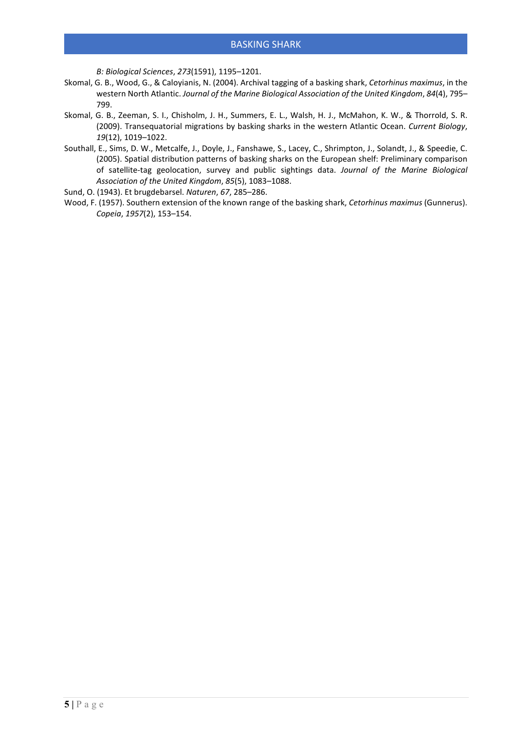*B: Biological Sciences*, *273*(1591), 1195–1201.

Skomal, G. B., Wood, G., & Caloyianis, N. (2004). Archival tagging of a basking shark, *Cetorhinus maximus*, in the western North Atlantic. *Journal of the Marine Biological Association of the United Kingdom*, *84*(4), 795–799.

Skomal, G. B., Zeeman, S. I., Chisholm, J. H., Summers, E. L., Walsh, H. J., McMahon, K. W., & Thorrold, S. R. (2009). Transequatorial migrations by basking sharks in the western Atlantic Ocean. *Current Biology*, *19*(12), 1019–1022.

Southall, E., Sims, D. W., Metcalfe, J., Doyle, J., Fanshawe, S., Lacey, C., Shrimpton, J., Solandt, J., & Speedie, C. (2005). Spatial distribution patterns of basking sharks on the European shelf: Preliminary comparison of satellite-tag geolocation, survey and public sightings data. *Journal of the Marine Biological Association of the United Kingdom*, *85*(5), 1083–1088.

Sund, O. (1943). Et brugdebarsel. *Naturen*, *67*, 285–286.

Wood, F. (1957). Southern extension of the known range of the basking shark, *Cetorhinus maximus* (Gunnerus). *Copeia*, *1957*(2), 153–154.